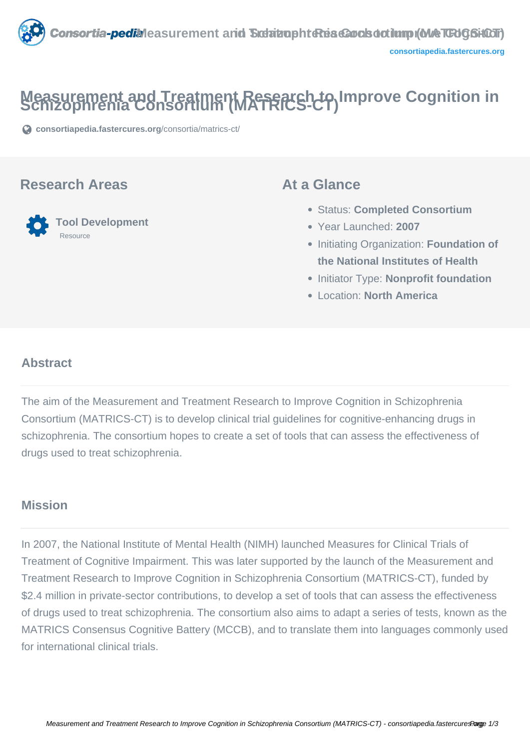# Measurement and Treatment Research to Improve Cognition in Schizophrenia Consortium (MATRICS-CT)

consortiapedia.fastercures.org/consortia/matrics-ct/

## Research Areas

**Tool Development**
Resource

## At a Glance

- Status: **Completed Consortium**
- Year Launched: **2007**
- Initiating Organization: **Foundation of the National Institutes of Health**
- Initiator Type: **Nonprofit foundation**
- Location: **North America**

## Abstract

The aim of the Measurement and Treatment Research to Improve Cognition in Schizophrenia Consortium (MATRICS-CT) is to develop clinical trial guidelines for cognitive-enhancing drugs in schizophrenia. The consortium hopes to create a set of tools that can assess the effectiveness of drugs used to treat schizophrenia.

## Mission

In 2007, the National Institute of Mental Health (NIMH) launched Measures for Clinical Trials of Treatment of Cognitive Impairment. This was later supported by the launch of the Measurement and Treatment Research to Improve Cognition in Schizophrenia Consortium (MATRICS-CT), funded by $2.4 million in private-sector contributions, to develop a set of tools that can assess the effectiveness of drugs used to treat schizophrenia. The consortium also aims to adapt a series of tests, known as the MATRICS Consensus Cognitive Battery (MCCB), and to translate them into languages commonly used for international clinical trials.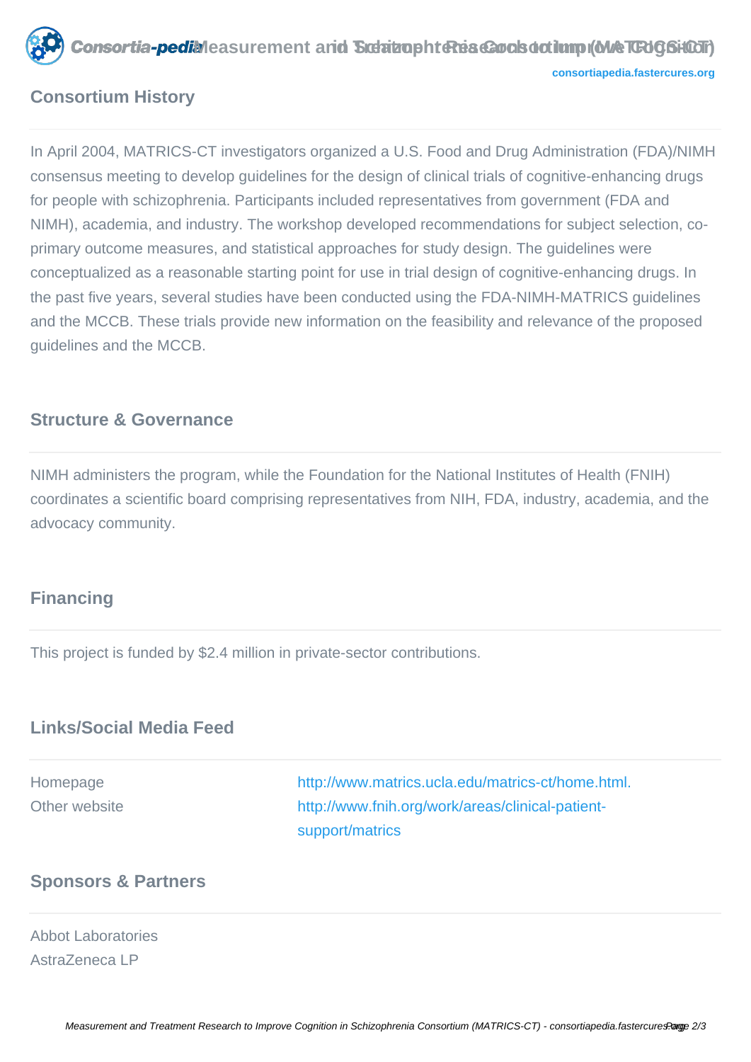## Consortium History

In April 2004, MATRICS-CT investigators organized a U.S. Food and Drug Administration (FDA)/NIMH consensus meeting to develop guidelines for the design of clinical trials of cognitive-enhancing drugs for people with schizophrenia. Participants included representatives from government (FDA and NIMH), academia, and industry. The workshop developed recommendations for subject selection, co-primary outcome measures, and statistical approaches for study design. The guidelines were conceptualized as a reasonable starting point for use in trial design of cognitive-enhancing drugs. In the past five years, several studies have been conducted using the FDA-NIMH-MATRICS guidelines and the MCCB. These trials provide new information on the feasibility and relevance of the proposed guidelines and the MCCB.

## Structure & Governance

NIMH administers the program, while the Foundation for the National Institutes of Health (FNIH) coordinates a scientific board comprising representatives from NIH, FDA, industry, academia, and the advocacy community.

## Financing

This project is funded by $2.4 million in private-sector contributions.

## Links/Social Media Feed

| | |
|---|---|
| Homepage | http://www.matrics.ucla.edu/matrics-ct/home.html. |
| Other website | http://www.fnih.org/work/areas/clinical-patient-support/matrics |

## Sponsors & Partners

Abbot Laboratories
AstraZeneca LP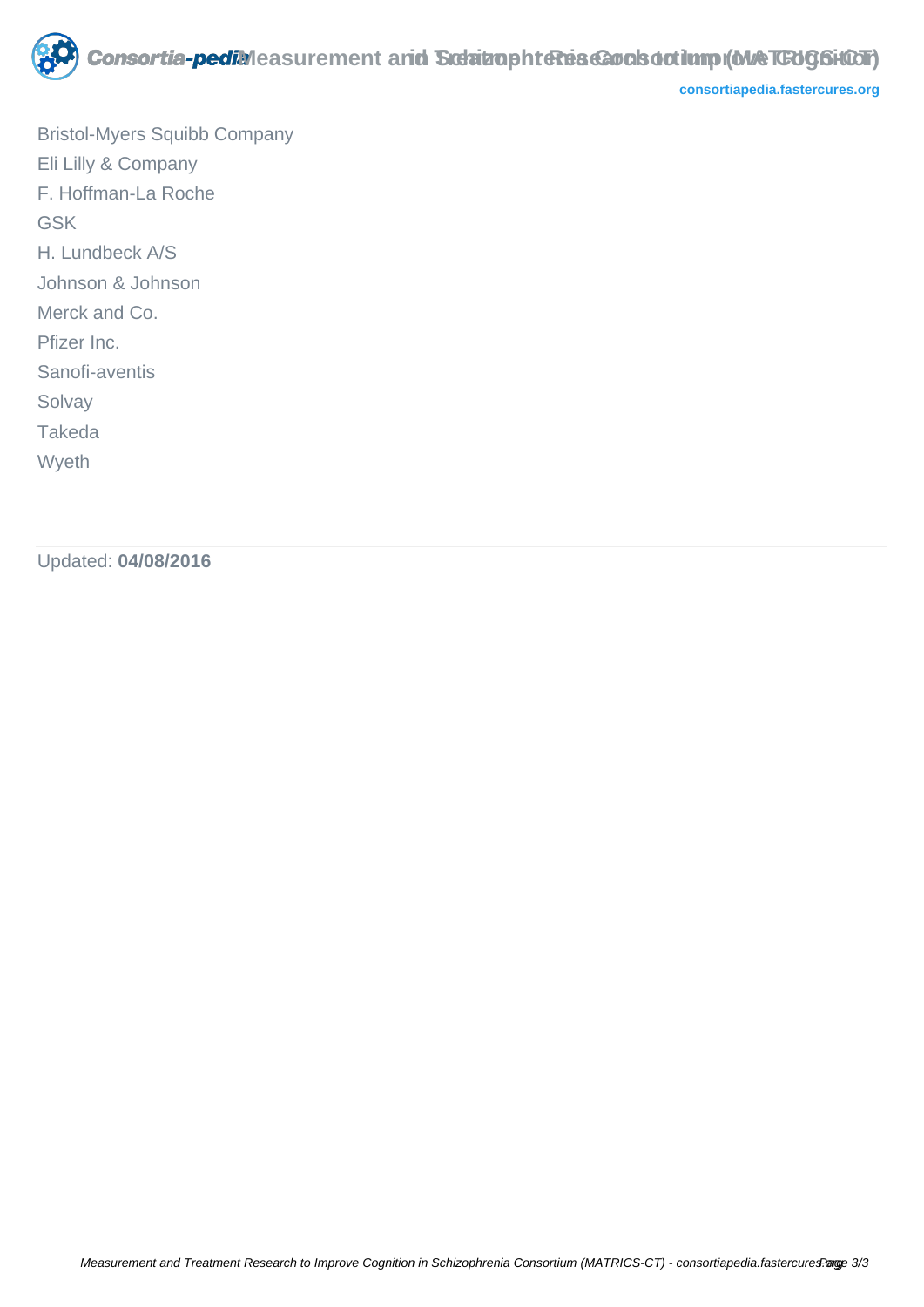Bristol-Myers Squibb Company

Eli Lilly & Company

F. Hoffman-La Roche

GSK

H. Lundbeck A/S

Johnson & Johnson

Merck and Co.

Pfizer Inc.

Sanofi-aventis

Solvay

Takeda

Wyeth

Updated: **04/08/2016**